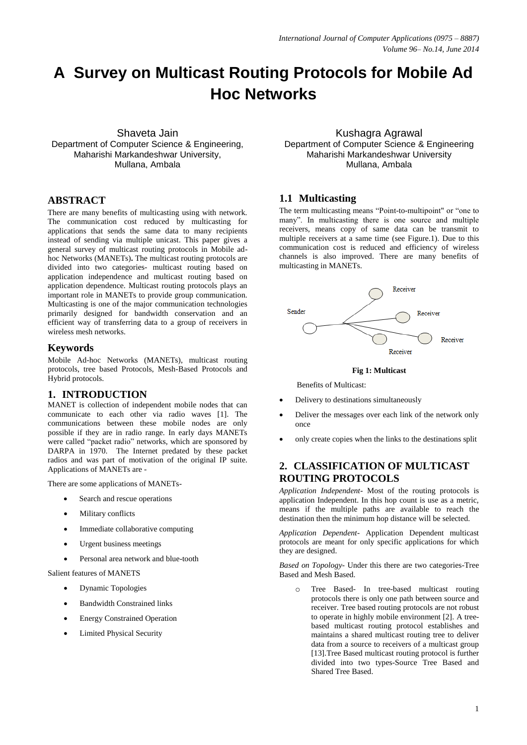# A Survey on Multicast Routing Protocols for Mobile Ad Hoc Networks

Shaveta Jain
Department of Computer Science & Engineering,
Maharishi Markandeshwar University,
Mullana, Ambala

Kushagra Agrawal
Department of Computer Science & Engineering
Maharishi Markandeshwar University
Mullana, Ambala

## ABSTRACT

There are many benefits of multicasting using with network. The communication cost reduced by multicasting for applications that sends the same data to many recipients instead of sending via multiple unicast. This paper gives a general survey of multicast routing protocols in Mobile ad-hoc Networks (MANETs)**.** The multicast routing protocols are divided into two categories- multicast routing based on application independence and multicast routing based on application dependence. Multicast routing protocols plays an important role in MANETs to provide group communication. Multicasting is one of the major communication technologies primarily designed for bandwidth conservation and an efficient way of transferring data to a group of receivers in wireless mesh networks.

## Keywords

Mobile Ad-hoc Networks (MANETs), multicast routing protocols, tree based Protocols, Mesh-Based Protocols and Hybrid protocols.

## 1. INTRODUCTION

MANET is collection of independent mobile nodes that can communicate to each other via radio waves [1]. The communications between these mobile nodes are only possible if they are in radio range. In early days MANETs were called "packet radio" networks, which are sponsored by DARPA in 1970. The Internet predated by these packet radios and was part of motivation of the original IP suite. Applications of MANETs are -

There are some applications of MANETs-

- Search and rescue operations
- Military conflicts
- Immediate collaborative computing
- Urgent business meetings
- Personal area network and blue-tooth

Salient features of MANETS

- Dynamic Topologies
- Bandwidth Constrained links
- Energy Constrained Operation
- Limited Physical Security

### 1.1 Multicasting

The term multicasting means "Point-to-multipoint" or "one to many". In multicasting there is one source and multiple receivers, means copy of same data can be transmit to multiple receivers at a same time (see Figure.1). Due to this communication cost is reduced and efficiency of wireless channels is also improved. There are many benefits of multicasting in MANETs.

**Fig 1: Multicast**

Benefits of Multicast:

- Delivery to destinations simultaneously
- Deliver the messages over each link of the network only once
- only create copies when the links to the destinations split

## 2. CLASSIFICATION OF MULTICAST ROUTING PROTOCOLS

*Application Independent-* Most of the routing protocols is application Independent. In this hop count is use as a metric, means if the multiple paths are available to reach the destination then the minimum hop distance will be selected.

*Application Dependent-* Application Dependent multicast protocols are meant for only specific applications for which they are designed.

*Based on Topology-* Under this there are two categories-Tree Based and Mesh Based.

- Tree Based- In tree-based multicast routing protocols there is only one path between source and receiver. Tree based routing protocols are not robust to operate in highly mobile environment [2]. A tree-based multicast routing protocol establishes and maintains a shared multicast routing tree to deliver data from a source to receivers of a multicast group [13].Tree Based multicast routing protocol is further divided into two types-Source Tree Based and Shared Tree Based.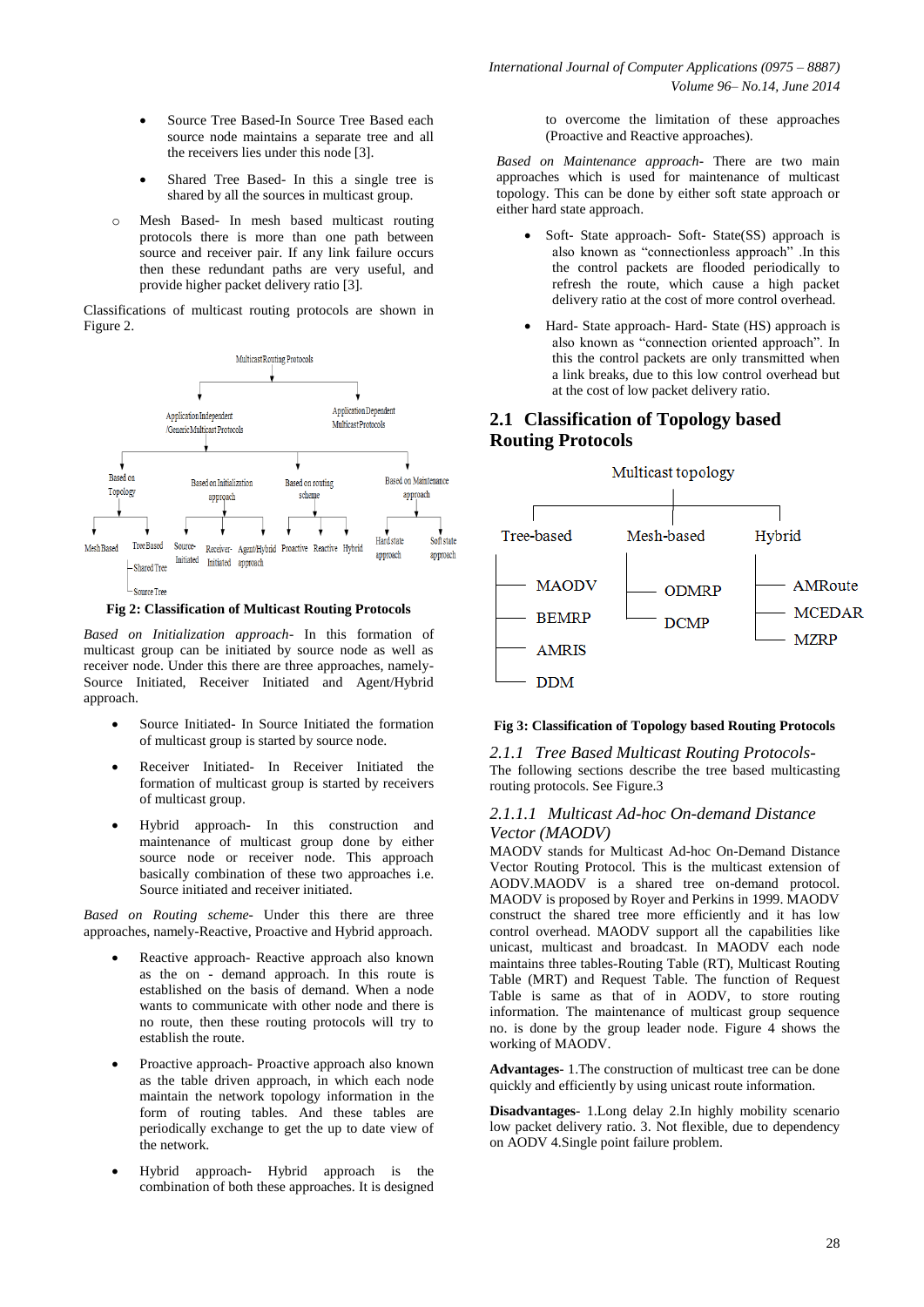- Source Tree Based-In Source Tree Based each source node maintains a separate tree and all the receivers lies under this node [3].
- Shared Tree Based- In this a single tree is shared by all the sources in multicast group.

- Mesh Based- In mesh based multicast routing protocols there is more than one path between source and receiver pair. If any link failure occurs then these redundant paths are very useful, and provide higher packet delivery ratio [3].

Classifications of multicast routing protocols are shown in Figure 2.

**Fig 2: Classification of Multicast Routing Protocols**

*Based on Initialization approach*- In this formation of multicast group can be initiated by source node as well as receiver node. Under this there are three approaches, namely-Source Initiated, Receiver Initiated and Agent/Hybrid approach.

- Source Initiated- In Source Initiated the formation of multicast group is started by source node.
- Receiver Initiated- In Receiver Initiated the formation of multicast group is started by receivers of multicast group.
- Hybrid approach- In this construction and maintenance of multicast group done by either source node or receiver node. This approach basically combination of these two approaches i.e. Source initiated and receiver initiated.

*Based on Routing scheme*- Under this there are three approaches, namely-Reactive, Proactive and Hybrid approach.

- Reactive approach- Reactive approach also known as the on - demand approach. In this route is established on the basis of demand. When a node wants to communicate with other node and there is no route, then these routing protocols will try to establish the route.
- Proactive approach- Proactive approach also known as the table driven approach, in which each node maintain the network topology information in the form of routing tables. And these tables are periodically exchange to get the up to date view of the network.
- Hybrid approach- Hybrid approach is the combination of both these approaches. It is designed to overcome the limitation of these approaches (Proactive and Reactive approaches).

*Based on Maintenance approach*- There are two main approaches which is used for maintenance of multicast topology. This can be done by either soft state approach or either hard state approach.

- Soft- State approach- Soft- State(SS) approach is also known as "connectionless approach" .In this the control packets are flooded periodically to refresh the route, which cause a high packet delivery ratio at the cost of more control overhead.
- Hard- State approach- Hard- State (HS) approach is also known as "connection oriented approach". In this the control packets are only transmitted when a link breaks, due to this low control overhead but at the cost of low packet delivery ratio.

## 2.1 Classification of Topology based Routing Protocols

**Fig 3: Classification of Topology based Routing Protocols**

### *2.1.1 Tree Based Multicast Routing Protocols-*

The following sections describe the tree based multicasting routing protocols. See Figure.3

#### *2.1.1.1 Multicast Ad-hoc On-demand Distance Vector (MAODV)*

MAODV stands for Multicast Ad-hoc On-Demand Distance Vector Routing Protocol. This is the multicast extension of AODV.MAODV is a shared tree on-demand protocol. MAODV is proposed by Royer and Perkins in 1999. MAODV construct the shared tree more efficiently and it has low control overhead. MAODV support all the capabilities like unicast, multicast and broadcast. In MAODV each node maintains three tables-Routing Table (RT), Multicast Routing Table (MRT) and Request Table. The function of Request Table is same as that of in AODV, to store routing information. The maintenance of multicast group sequence no. is done by the group leader node. Figure 4 shows the working of MAODV.

**Advantages**- 1.The construction of multicast tree can be done quickly and efficiently by using unicast route information.

**Disadvantages**- 1.Long delay 2.In highly mobility scenario low packet delivery ratio. 3. Not flexible, due to dependency on AODV 4.Single point failure problem.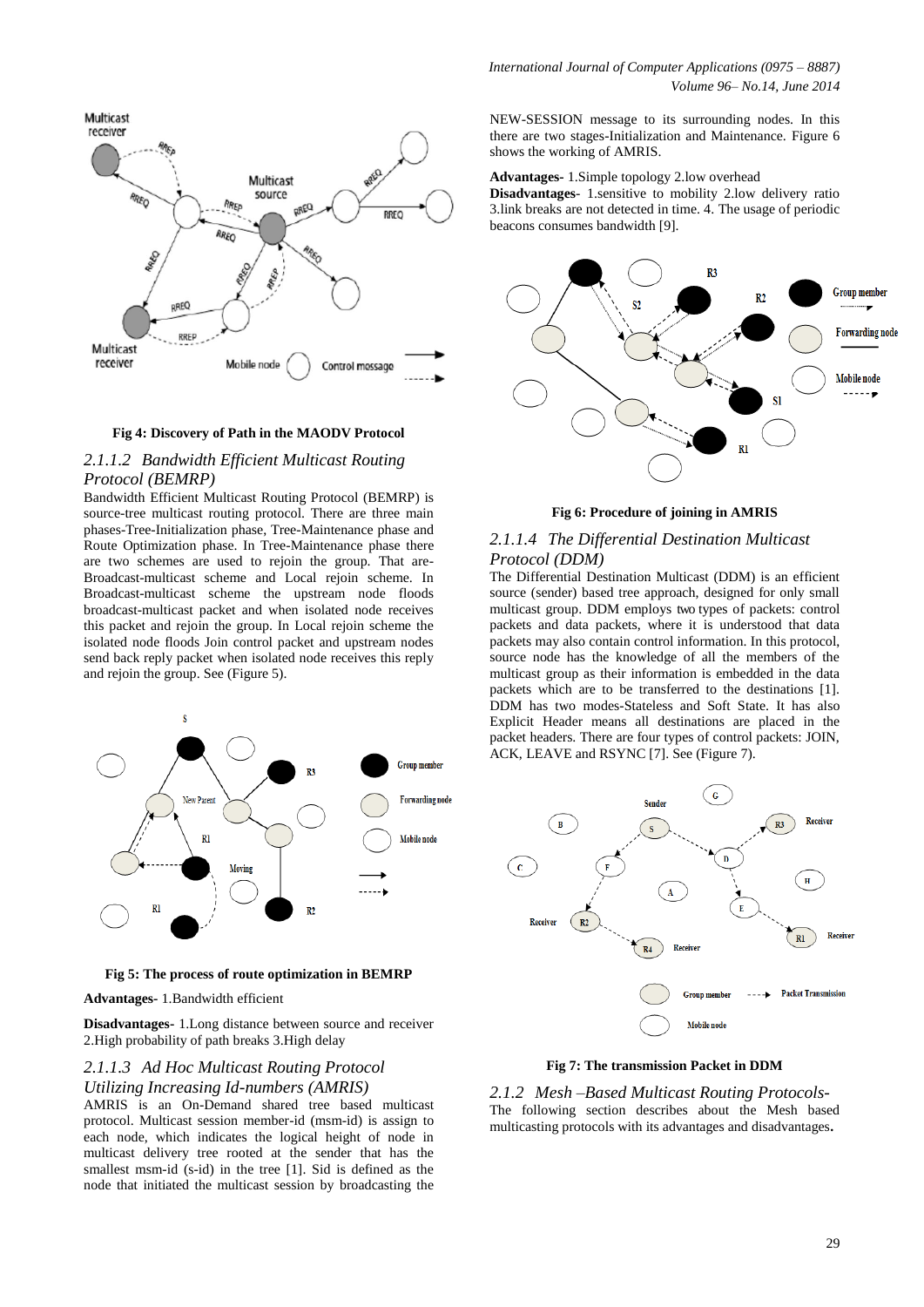Fig 4: Discovery of Path in the MAODV Protocol

### 2.1.1.2 *Bandwidth Efficient Multicast Routing Protocol (BEMRP)*

Bandwidth Efficient Multicast Routing Protocol (BEMRP) is source-tree multicast routing protocol. There are three main phases-Tree-Initialization phase, Tree-Maintenance phase and Route Optimization phase. In Tree-Maintenance phase there are two schemes are used to rejoin the group. That are- Broadcast-multicast scheme and Local rejoin scheme. In Broadcast-multicast scheme the upstream node floods broadcast-multicast packet and when isolated node receives this packet and rejoin the group. In Local rejoin scheme the isolated node floods Join control packet and upstream nodes send back reply packet when isolated node receives this reply and rejoin the group. See (Figure 5).

Fig 5: The process of route optimization in BEMRP

**Advantages-** 1.Bandwidth efficient

**Disadvantages-** 1.Long distance between source and receiver 2.High probability of path breaks 3.High delay

### 2.1.1.3 *Ad Hoc Multicast Routing Protocol Utilizing Increasing Id-numbers (AMRIS)*

AMRIS is an On-Demand tree based multicast protocol. Multicast session member-id (msm-id) is assign to each node, which indicates the logical height of node in multicast delivery tree rooted at the sender that has the smallest msm-id (s-id) in the tree [1]. Sid is defined as the node that initiated the multicast session by broadcasting the NEW-SESSION message to its surrounding nodes. In this there are two stages-Initialization and Maintenance. Figure 6 shows the working of AMRIS.

**Advantages-** 1.Simple topology 2.low overhead

**Disadvantages-** 1.sensitive to mobility 2.low delivery ratio 3.link breaks are not detected in time. 4. The usage of periodic beacons consumes bandwidth [9].

Fig 6: Procedure of joining in AMRIS

### 2.1.1.4 *The Differential Destination Multicast Protocol (DDM)*

The Differential Destination Multicast (DDM) is an efficient source (sender) based tree approach, designed for only small multicast group. DDM employs two types of packets: control packets and data packets, where it is understood that data packets may also contain control information. In this protocol, source node has the knowledge of all the members of the multicast group as their information is embedded in the data packets which are to be transferred to the destinations [1]. DDM has two modes-Stateless and Soft State. It has also Explicit Header means all destinations are placed in the packet headers. There are four types of control packets: JOIN, ACK, LEAVE and RSYNC [7]. See (Figure 7).

Fig 7: The transmission Packet in DDM

## 2.1.2 *Mesh –Based Multicast Routing Protocols-*

The following section describes about the Mesh based multicasting protocols with its advantages and disadvantages**.**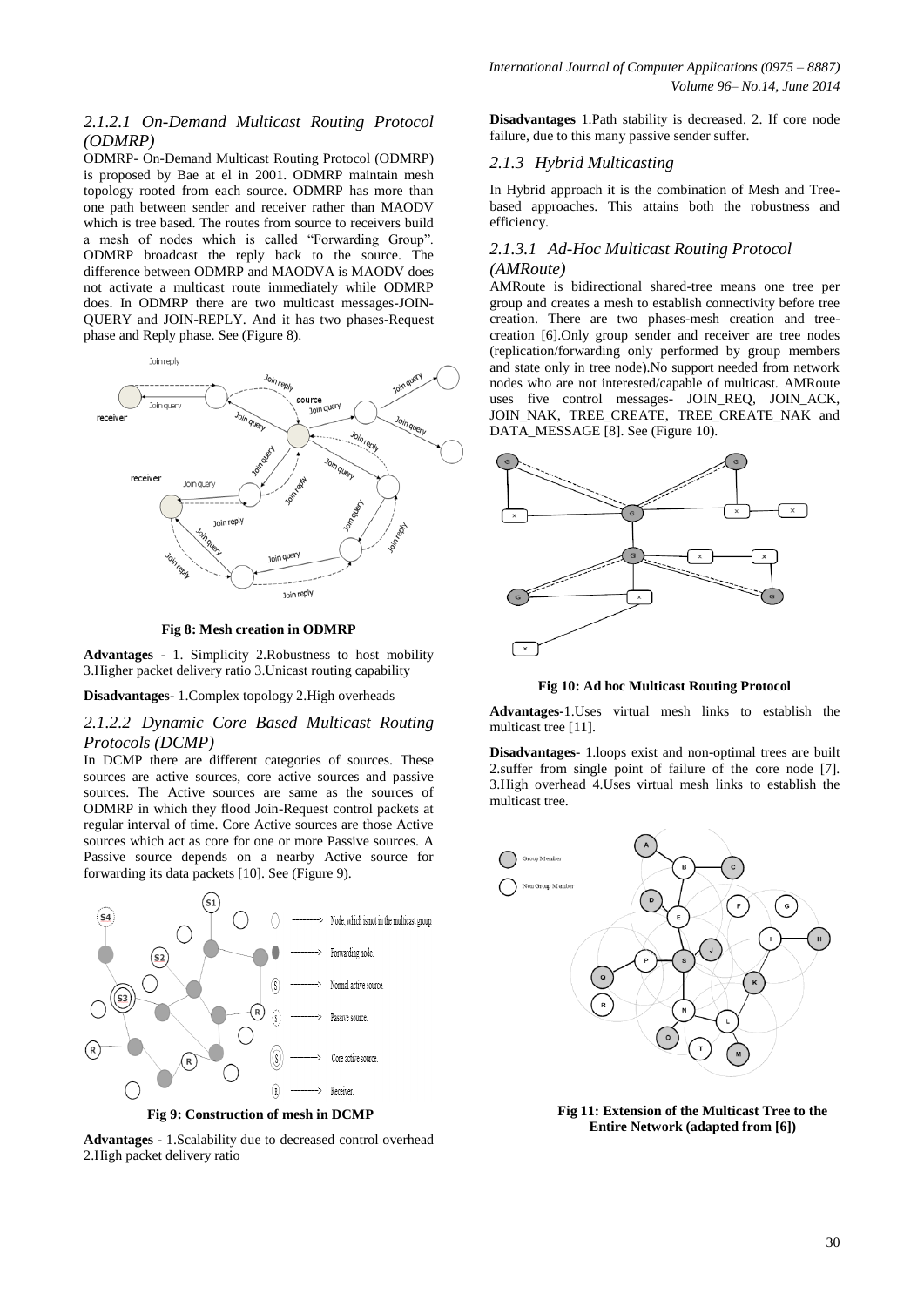#### 2.1.2.1 On-Demand Multicast Routing Protocol (ODMRP)

ODMRP- On-Demand Multicast Routing Protocol (ODMRP) is proposed by Bae at el in 2001. ODMRP maintain mesh topology rooted from each source. ODMRP has more than one path between sender and receiver rather than MAODV which is tree based. The routes from source to receivers build a mesh of nodes which is called "Forwarding Group". ODMRP broadcast the reply back to the source. The difference between ODMRP and MAODVA is MAODV does not activate a multicast route immediately while ODMRP does. In ODMRP there are two multicast messages-JOIN-QUERY and JOIN-REPLY. And it has two phases-Request phase and Reply phase. See (Figure 8).

**Fig 8: Mesh creation in ODMRP**

**Advantages** - 1. Simplicity 2.Robustness to host mobility 3.Higher packet delivery ratio 3.Unicast routing capability

**Disadvantages**- 1.Complex topology 2.High overheads

#### 2.1.2.2 Dynamic Core Based Multicast Routing Protocols (DCMP)

In DCMP there are different categories of sources. These sources are active sources, core active sources and passive sources. The Active sources are same as the sources of ODMRP in which they flood Join-Request control packets at regular interval of time. Core Active sources are those Active sources which act as core for one or more Passive sources. A Passive source depends on a nearby Active source for forwarding its data packets [10]. See (Figure 9).

**Fig 9: Construction of mesh in DCMP**

**Advantages** - 1.Scalability due to decreased control overhead 2.High packet delivery ratio

**Disadvantages** 1.Path stability is decreased. 2. If core node failure, due to this many passive sender suffer.

### 2.1.3 Hybrid Multicasting

In Hybrid approach it is the combination of Mesh and Tree-based approaches. This attains both the robustness and efficiency.

#### 2.1.3.1 Ad-Hoc Multicast Routing Protocol (AMRoute)

AMRoute is bidirectional shared-tree means one tree per group and creates a mesh to establish connectivity before tree creation. There are two phases-mesh creation and tree-creation [6].Only group sender and receiver are tree nodes (replication/forwarding only performed by group members and state only in tree node).No support needed from network nodes who are not interested/capable of multicast. AMRoute uses five control messages- JOIN_REQ, JOIN_ACK, JOIN_NAK, TREE_CREATE, TREE_CREATE_NAK and DATA_MESSAGE [8]. See (Figure 10).

**Fig 10: Ad hoc Multicast Routing Protocol**

**Advantages**-1.Uses virtual mesh links to establish the multicast tree [11].

**Disadvantages**- 1.loops exist and non-optimal trees are built 2.suffer from single point of failure of the core node [7]. 3.High overhead 4.Uses virtual mesh links to establish the multicast tree.

**Fig 11: Extension of the Multicast Tree to the Entire Network (adapted from [6])**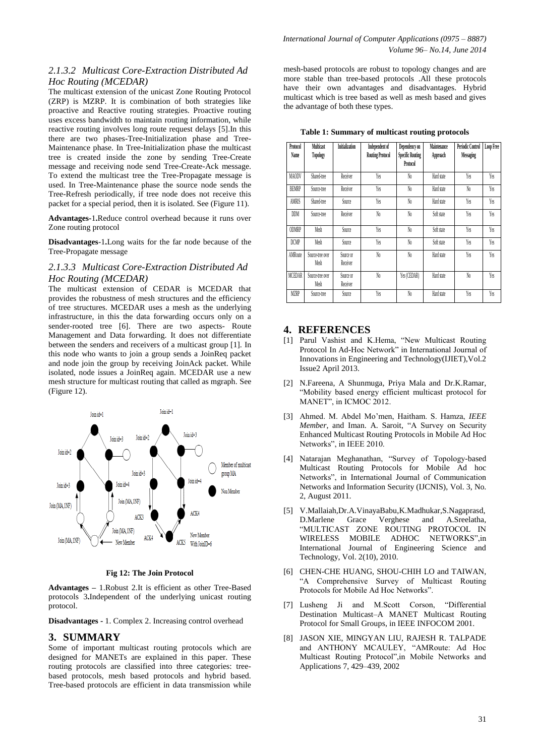### 2.1.3.2 Multicast Core-Extraction Distributed Ad Hoc Routing (MCEDAR)

The multicast extension of the unicast Zone Routing Protocol (ZRP) is MZRP. It is combination of both strategies like proactive and Reactive routing strategies. Proactive routing uses excess bandwidth to maintain routing information, while reactive routing involves long route request delays [5].In this there are two phases-Tree-Initialization phase and Tree-Maintenance phase. In Tree-Initialization phase the multicast tree is created inside the zone by sending Tree-Create message and receiving node send Tree-Create-Ack message. To extend the multicast tree the Tree-Propagate message is used. In Tree-Maintenance phase the source node sends the Tree-Refresh periodically, if tree node does not receive this packet for a special period, then it is isolated. See (Figure 11).

**Advantages-**1**.**Reduce control overhead because it runs over Zone routing protocol

**Disadvantages-**1**.**Long waits for the far node because of the Tree-Propagate message

### 2.1.3.3 Multicast Core-Extraction Distributed Ad Hoc Routing (MCEDAR)

The multicast extension of CEDAR is MCEDAR that provides the robustness of mesh structures and the efficiency of tree structures. MCEDAR uses a mesh as the underlying infrastructure, in this the data forwarding occurs only on a sender-rooted tree [6]. There are two aspects- Route Management and Data forwarding. It does not differentiate between the senders and receivers of a multicast group [1]. In this node who wants to join a group sends a JoinReq packet and node join the group by receiving JoinAck packet. While isolated, node issues a JoinReq again. MCEDAR use a new mesh structure for multicast routing that called as mgraph. See (Figure 12).

**Fig 12: The Join Protocol**

**Advantages –** 1.Robust 2.It is efficient as other Tree-Based protocols 3**.**Independent of the underlying unicast routing protocol.

**Disadvantages -** 1. Complex 2. Increasing control overhead

## 3. SUMMARY

Some of important multicast routing protocols which are designed for MANETs are explained in this paper. These routing protocols are classified into three categories: tree-based protocols, mesh based protocols and hybrid based. Tree-based protocols are efficient in data transmission while mesh-based protocols are robust to topology changes and are more stable than tree-based protocols .All these protocols have their own advantages and disadvantages. Hybrid multicast which is tree based as well as mesh based and gives the advantage of both these types.

**Table 1: Summary of multicast routing protocols**

| Protocol Name | Multicast Topology | Initialization | Independent of Routing Protocol | Dependency on Specific Routing Protocol | Maintenance Approach | Periodic Control Messaging | Loop Free |
|---|---|---|---|---|---|---|---|
| MAODV | Shared-tree | Receiver | Yes | No | Hard state | Yes | Yes |
| BEMRP | Source-tree | Receiver | Yes | No | Hard state | No | Yes |
| AMRIS | Shared-tree | Source | Yes | No | Hard state | Yes | Yes |
| DDM | Source-tree | Receiver | No | No | Soft state | Yes | Yes |
| ODMRP | Mesh | Source | Yes | No | Soft state | Yes | Yes |
| DCMP | Mesh | Source | Yes | No | Soft state | Yes | Yes |
| AMRoute | Source-tree over Mesh | Source or Receiver | No | No | Hard state | Yes | Yes |
| MCEDAR | Source-tree over Mesh | Source or Receiver | No | Yes (CEDAR) | Hard state | No | Yes |
| MZRP | Source-tree | Source | Yes | No | Hard state | Yes | Yes |

## 4. REFERENCES

[1] Parul Vashist and K.Hema, "New Multicast Routing Protocol In Ad-Hoc Network" in International Journal of Innovations in Engineering and Technology(IJIET),Vol.2 Issue2 April 2013.

[2] N.Fareena, A Shunmuga, Priya Mala and Dr.K.Ramar, "Mobility based energy efficient multicast protocol for MANET", in ICMOC 2012.

[3] Ahmed. M. Abdel Mo'men, Haitham. S. Hamza, *IEEE Member*, and Iman. A. Saroit, "A Survey on Security Enhanced Multicast Routing Protocols in Mobile Ad Hoc Networks", in IEEE 2010.

[4] Natarajan Meghanathan, "Survey of Topology-based Multicast Routing Protocols for Mobile Ad hoc Networks", in International Journal of Communication Networks and Information Security (IJCNIS), Vol. 3, No. 2, August 2011.

[5] V.Mallaiah,Dr.A.VinayaBabu,K.Madhukar,S.Nagaprasd, D.Marlene Grace Verghese and A.Sreelatha, "MULTICAST ZONE ROUTING PROTOCOL IN WIRELESS MOBILE ADHOC NETWORKS",in International Journal of Engineering Science and Technology, Vol. 2(10), 2010.

[6] CHEN-CHE HUANG, SHOU-CHIH LO and TAIWAN, "A Comprehensive Survey of Multicast Routing Protocols for Mobile Ad Hoc Networks".

[7] Lusheng Ji and M.Scott Corson, "Differential Destination Multicast–A MANET Multicast Routing Protocol for Small Groups, in IEEE INFOCOM 2001.

[8] JASON XIE, MINGYAN LIU, RAJESH R. TALPADE and ANTHONY MCAULEY, "AMRoute: Ad Hoc Multicast Routing Protocol",in Mobile Networks and Applications 7, 429–439, 2002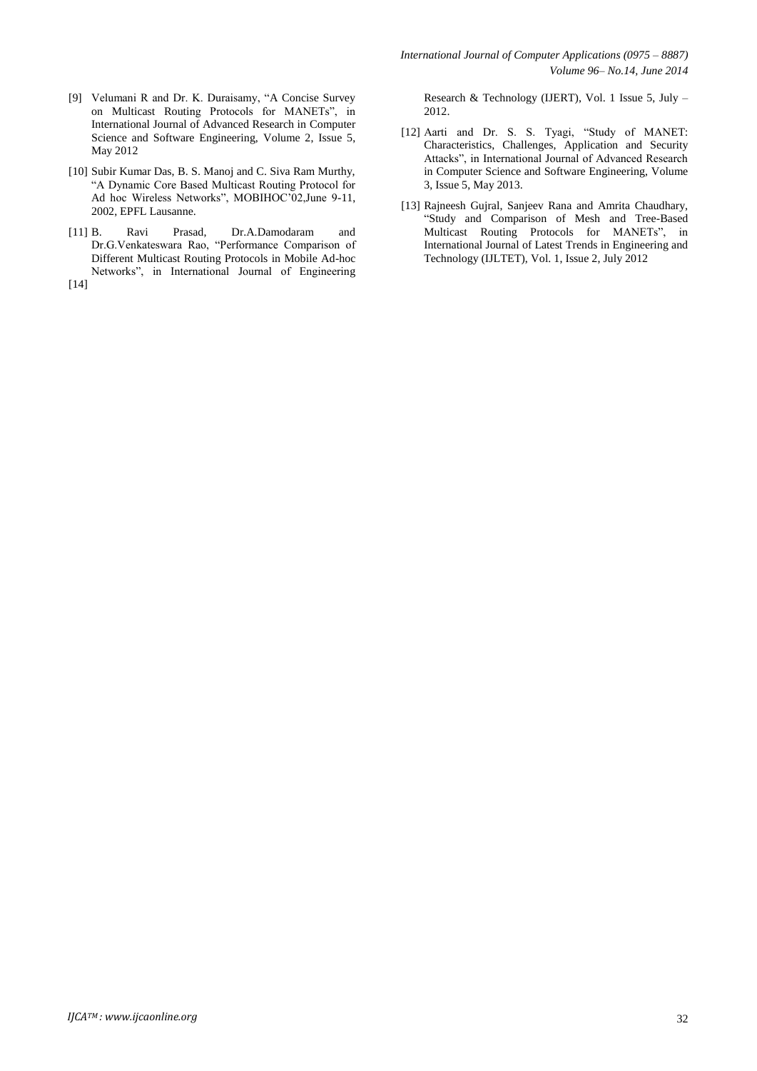[9] Velumani R and Dr. K. Duraisamy, "A Concise Survey on Multicast Routing Protocols for MANETs", in International Journal of Advanced Research in Computer Science and Software Engineering, Volume 2, Issue 5, May 2012

[10] Subir Kumar Das, B. S. Manoj and C. Siva Ram Murthy, "A Dynamic Core Based Multicast Routing Protocol for Ad hoc Wireless Networks", MOBIHOC'02,June 9-11, 2002, EPFL Lausanne.

[11] B. Ravi Prasad, Dr.A.Damodaram and Dr.G.Venkateswara Rao, "Performance Comparison of Different Multicast Routing Protocols in Mobile Ad-hoc Networks", in International Journal of Engineering Research & Technology (IJERT), Vol. 1 Issue 5, July – 2012.

[12] Aarti and Dr. S. S. Tyagi, "Study of MANET: Characteristics, Challenges, Application and Security Attacks", in International Journal of Advanced Research in Computer Science and Software Engineering, Volume 3, Issue 5, May 2013.

[13] Rajneesh Gujral, Sanjeev Rana and Amrita Chaudhary, "Study and Comparison of Mesh and Tree-Based Multicast Routing Protocols for MANETs", in International Journal of Latest Trends in Engineering and Technology (IJLTET), Vol. 1, Issue 2, July 2012

[14]